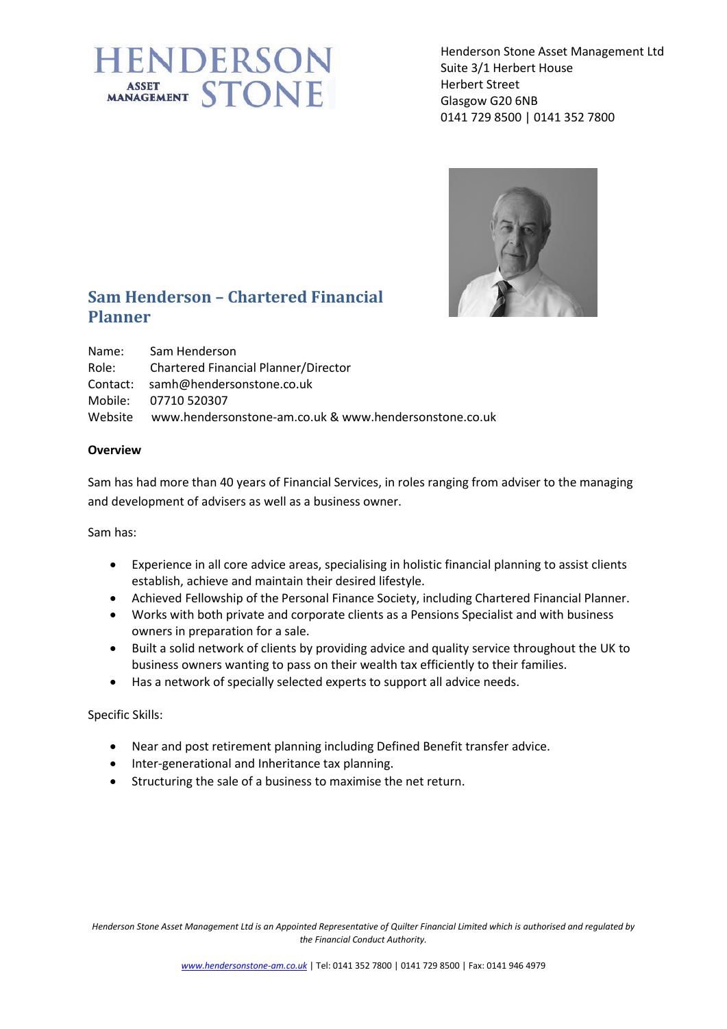HENDERSON ASSET MANAGEMENT STONE

Henderson Stone Asset Management Ltd
Suite 3/1 Herbert House
Herbert Street
Glasgow G20 6NB
0141 729 8500 | 0141 352 7800

## Sam Henderson – Chartered Financial Planner

Name: Sam Henderson
Role: Chartered Financial Planner/Director
Contact: samh@hendersonstone.co.uk
Mobile: 07710 520307
Website www.hendersonstone-am.co.uk & www.hendersonstone.co.uk

**Overview**

Sam has had more than 40 years of Financial Services, in roles ranging from adviser to the managing and development of advisers as well as a business owner.

Sam has:

- Experience in all core advice areas, specialising in holistic financial planning to assist clients establish, achieve and maintain their desired lifestyle.
- Achieved Fellowship of the Personal Finance Society, including Chartered Financial Planner.
- Works with both private and corporate clients as a Pensions Specialist and with business owners in preparation for a sale.
- Built a solid network of clients by providing advice and quality service throughout the UK to business owners wanting to pass on their wealth tax efficiently to their families.
- Has a network of specially selected experts to support all advice needs.

Specific Skills:

- Near and post retirement planning including Defined Benefit transfer advice.
- Inter-generational and Inheritance tax planning.
- Structuring the sale of a business to maximise the net return.

*Henderson Stone Asset Management Ltd is an Appointed Representative of Quilter Financial Limited which is authorised and regulated by the Financial Conduct Authority.*

www.hendersonstone-am.co.uk | Tel: 0141 352 7800 | 0141 729 8500 | Fax: 0141 946 4979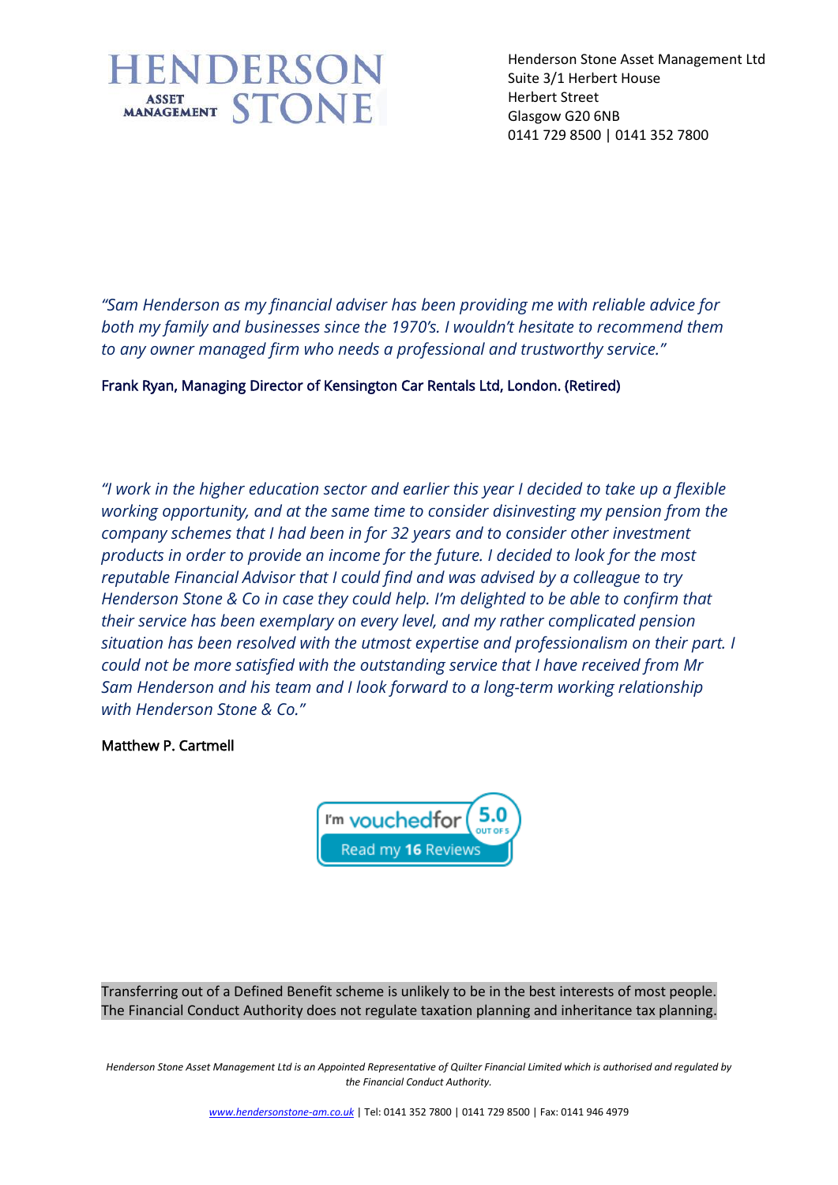# HENDERSON ASSET MANAGEMENT STONE

Henderson Stone Asset Management Ltd
Suite 3/1 Herbert House
Herbert Street
Glasgow G20 6NB
0141 729 8500 | 0141 352 7800

*"Sam Henderson as my financial adviser has been providing me with reliable advice for both my family and businesses since the 1970's. I wouldn't hesitate to recommend them to any owner managed firm who needs a professional and trustworthy service."*

Frank Ryan, Managing Director of Kensington Car Rentals Ltd, London. (Retired)

*"I work in the higher education sector and earlier this year I decided to take up a flexible working opportunity, and at the same time to consider disinvesting my pension from the company schemes that I had been in for 32 years and to consider other investment products in order to provide an income for the future. I decided to look for the most reputable Financial Advisor that I could find and was advised by a colleague to try Henderson Stone & Co in case they could help. I'm delighted to be able to confirm that their service has been exemplary on every level, and my rather complicated pension situation has been resolved with the utmost expertise and professionalism on their part. I could not be more satisfied with the outstanding service that I have received from Mr Sam Henderson and his team and I look forward to a long-term working relationship with Henderson Stone & Co."*

Matthew P. Cartmell

I'm vouchedfor 5.0 OUT OF 5
Read my **16** Reviews

Transferring out of a Defined Benefit scheme is unlikely to be in the best interests of most people. The Financial Conduct Authority does not regulate taxation planning and inheritance tax planning.

*Henderson Stone Asset Management Ltd is an Appointed Representative of Quilter Financial Limited which is authorised and regulated by the Financial Conduct Authority.*

www.hendersonstone-am.co.uk | Tel: 0141 352 7800 | 0141 729 8500 | Fax: 0141 946 4979